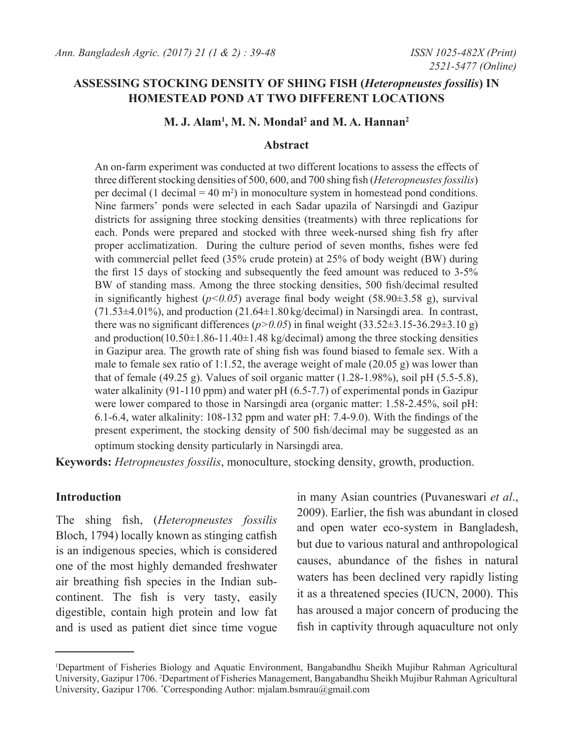# ASSESSING STOCKING DENSITY OF SHING FISH (*Heteropneustes fossilis*) IN HOMESTEAD POND AT TWO DIFFERENT LOCATIONS

**M. J. Alam[1], M. N. Mondal[2] and M. A. Hannan[2]**

## Abstract

An on-farm experiment was conducted at two different locations to assess the effects of three different stocking densities of 500, 600, and 700 shing fish (*Heteropneustes fossilis*) per decimal (1 decimal = 40 $m^2$) in monoculture system in homestead pond conditions. Nine farmers' ponds were selected in each Sadar upazila of Narsingdi and Gazipur districts for assigning three stocking densities (treatments) with three replications for each. Ponds were prepared and stocked with three week-nursed shing fish fry after proper acclimatization. During the culture period of seven months, fishes were fed with commercial pellet feed (35% crude protein) at 25% of body weight (BW) during the first 15 days of stocking and subsequently the feed amount was reduced to 3-5% BW of standing mass. Among the three stocking densities, 500 fish/decimal resulted in significantly highest ($p<0.05$) average final body weight (58.90±3.58 g), survival (71.53±4.01%), and production (21.64±1.80 kg/decimal) in Narsingdi area. In contrast, there was no significant differences ($p>0.05$) in final weight (33.52±3.15-36.29±3.10 g) and production(10.50±1.86-11.40±1.48 kg/decimal) among the three stocking densities in Gazipur area. The growth rate of shing fish was found biased to female sex. With a male to female sex ratio of 1:1.52, the average weight of male (20.05 g) was lower than that of female (49.25 g). Values of soil organic matter (1.28-1.98%), soil pH (5.5-5.8), water alkalinity (91-110 ppm) and water pH (6.5-7.7) of experimental ponds in Gazipur were lower compared to those in Narsingdi area (organic matter: 1.58-2.45%, soil pH: 6.1-6.4, water alkalinity: 108-132 ppm and water pH: 7.4-9.0). With the findings of the present experiment, the stocking density of 500 fish/decimal may be suggested as an optimum stocking density particularly in Narsingdi area.

**Keywords:** *Hetropneustes fossilis*, monoculture, stocking density, growth, production.

## Introduction

The shing fish, (*Heteropneustes fossilis* Bloch, 1794) locally known as stinging catfish is an indigenous species, which is considered one of the most highly demanded freshwater air breathing fish species in the Indian sub-continent. The fish is very tasty, easily digestible, contain high protein and low fat and is used as patient diet since time vogue in many Asian countries (Puvaneswari *et al*., 2009). Earlier, the fish was abundant in closed and open water eco-system in Bangladesh, but due to various natural and anthropological causes, abundance of the fishes in natural waters has been declined very rapidly listing it as a threatened species (IUCN, 2000). This has aroused a major concern of producing the fish in captivity through aquaculture not only

---

[1]Department of Fisheries Biology and Aquatic Environment, Bangabandhu Sheikh Mujibur Rahman Agricultural University, Gazipur 1706. [2]Department of Fisheries Management, Bangabandhu Sheikh Mujibur Rahman Agricultural University, Gazipur 1706. *Corresponding Author: mjalam.bsmrau@gmail.com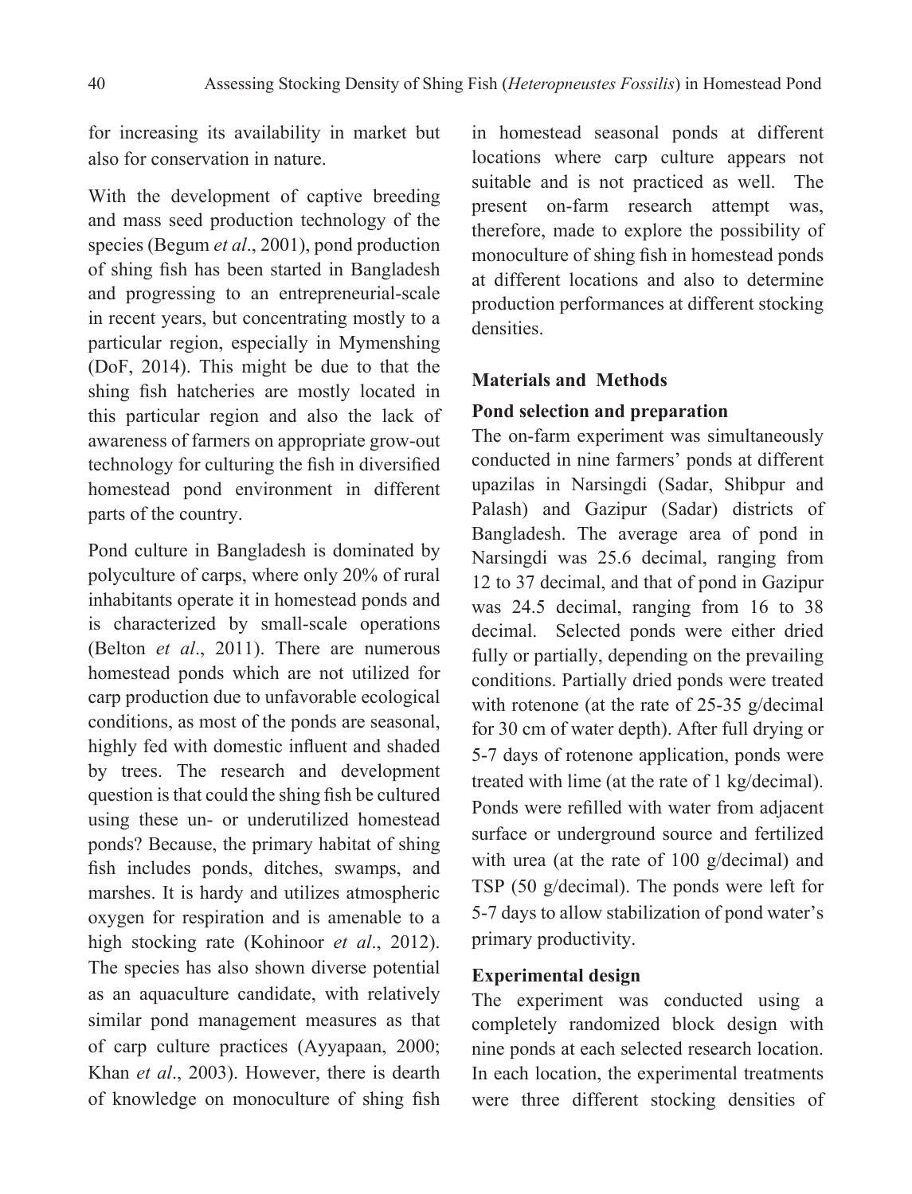for increasing its availability in market but also for conservation in nature.

With the development of captive breeding and mass seed production technology of the species (Begum *et al*., 2001), pond production of shing fish has been started in Bangladesh and progressing to an entrepreneurial-scale in recent years, but concentrating mostly to a particular region, especially in Mymenshing (DoF, 2014). This might be due to that the shing fish hatcheries are mostly located in this particular region and also the lack of awareness of farmers on appropriate grow-out technology for culturing the fish in diversified homestead pond environment in different parts of the country.

Pond culture in Bangladesh is dominated by polyculture of carps, where only 20% of rural inhabitants operate it in homestead ponds and is characterized by small-scale operations (Belton *et al*., 2011). There are numerous homestead ponds which are not utilized for carp production due to unfavorable ecological conditions, as most of the ponds are seasonal, highly fed with domestic influent and shaded by trees. The research and development question is that could the shing fish be cultured using these un- or underutilized homestead ponds? Because, the primary habitat of shing fish includes ponds, ditches, swamps, and marshes. It is hardy and utilizes atmospheric oxygen for respiration and is amenable to a high stocking rate (Kohinoor *et al*., 2012). The species has also shown diverse potential as an aquaculture candidate, with relatively similar pond management measures as that of carp culture practices (Ayyapaan, 2000; Khan *et al*., 2003). However, there is dearth of knowledge on monoculture of shing fish in homestead seasonal ponds at different locations where carp culture appears not suitable and is not practiced as well. The present on-farm research attempt was, therefore, made to explore the possibility of monoculture of shing fish in homestead ponds at different locations and also to determine production performances at different stocking densities.

## Materials and Methods

### Pond selection and preparation

The on-farm experiment was simultaneously conducted in nine farmers' ponds at different upazilas in Narsingdi (Sadar, Shibpur and Palash) and Gazipur (Sadar) districts of Bangladesh. The average area of pond in Narsingdi was 25.6 decimal, ranging from 12 to 37 decimal, and that of pond in Gazipur was 24.5 decimal, ranging from 16 to 38 decimal. Selected ponds were either dried fully or partially, depending on the prevailing conditions. Partially dried ponds were treated with rotenone (at the rate of 25-35 g/decimal for 30 cm of water depth). After full drying or 5-7 days of rotenone application, ponds were treated with lime (at the rate of 1 kg/decimal). Ponds were refilled with water from adjacent surface or underground source and fertilized with urea (at the rate of 100 g/decimal) and TSP (50 g/decimal). The ponds were left for 5-7 days to allow stabilization of pond water's primary productivity.

### Experimental design

The experiment was conducted using a completely randomized block design with nine ponds at each selected research location. In each location, the experimental treatments were three different stocking densities of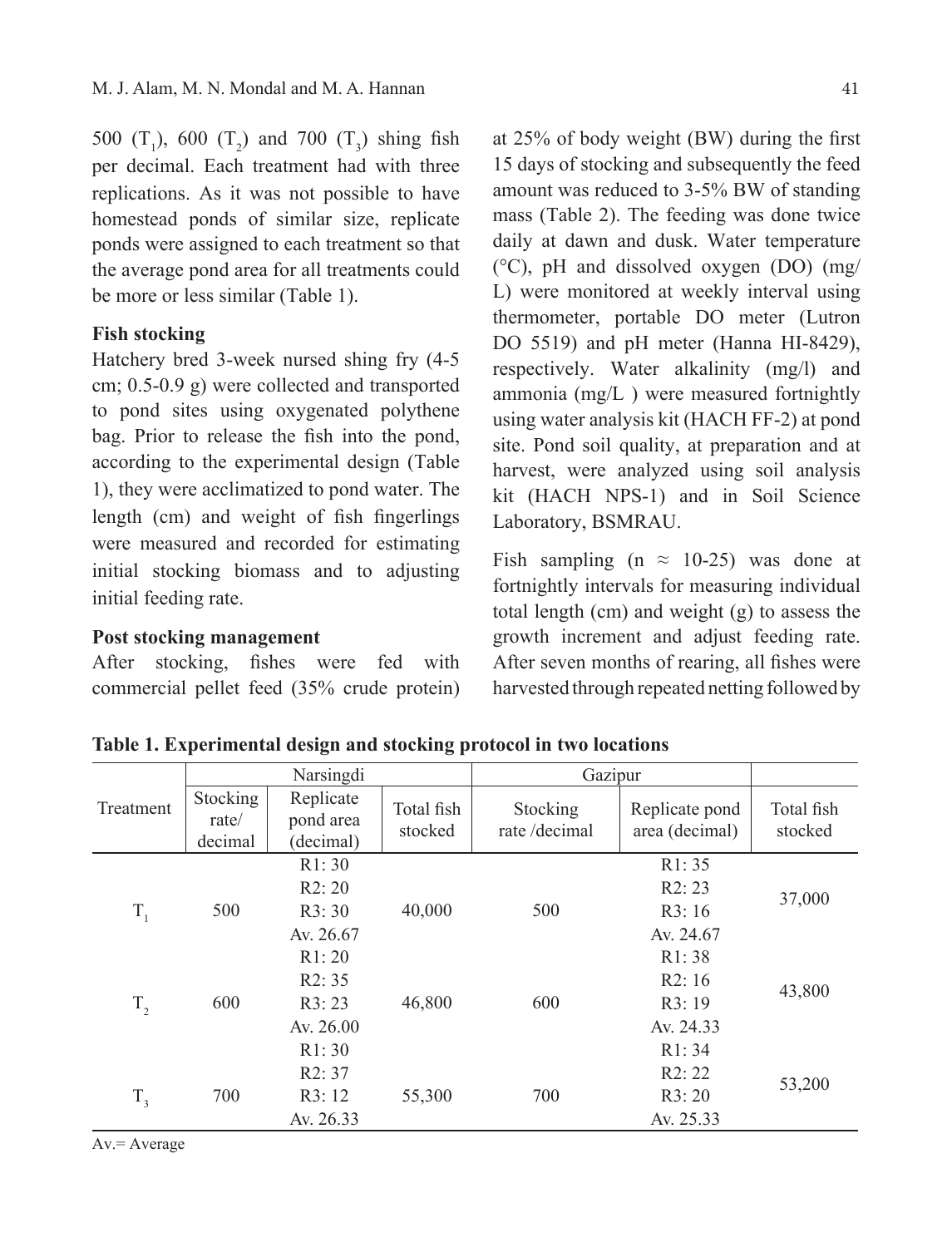500 ($T_1$), 600 ($T_2$) and 700 ($T_3$) shing fish per decimal. Each treatment had with three replications. As it was not possible to have homestead ponds of similar size, replicate ponds were assigned to each treatment so that the average pond area for all treatments could be more or less similar (Table 1).

### Fish stocking

Hatchery bred 3-week nursed shing fry (4-5 cm; 0.5-0.9 g) were collected and transported to pond sites using oxygenated polythene bag. Prior to release the fish into the pond, according to the experimental design (Table 1), they were acclimatized to pond water. The length (cm) and weight of fish fingerlings were measured and recorded for estimating initial stocking biomass and to adjusting initial feeding rate.

### Post stocking management

After stocking, fishes were fed with commercial pellet feed (35% crude protein) at 25% of body weight (BW) during the first 15 days of stocking and subsequently the feed amount was reduced to 3-5% BW of standing mass (Table 2). The feeding was done twice daily at dawn and dusk. Water temperature (°C), pH and dissolved oxygen (DO) (mg/L) were monitored at weekly interval using thermometer, portable DO meter (Lutron DO 5519) and pH meter (Hanna HI-8429), respectively. Water alkalinity (mg/l) and ammonia (mg/L ) were measured fortnightly using water analysis kit (HACH FF-2) at pond site. Pond soil quality, at preparation and at harvest, were analyzed using soil analysis kit (HACH NPS-1) and in Soil Science Laboratory, BSMRAU.

Fish sampling (n ≈ 10-25) was done at fortnightly intervals for measuring individual total length (cm) and weight (g) to assess the growth increment and adjust feeding rate. After seven months of rearing, all fishes were harvested through repeated netting followed by

**Table 1. Experimental design and stocking protocol in two locations**

| Treatment | Narsingdi | | | Gazipur | | |
|---|---|---|---|---|---|---|
| | Stocking rate/ decimal | Replicate pond area (decimal) | Total fish stocked | Stocking rate /decimal | Replicate pond area (decimal) | Total fish stocked |
| $T_1$ | 500 | R1: 30<br>R2: 20<br>R3: 30<br>Av. 26.67 | 40,000 | 500 | R1: 35<br>R2: 23<br>R3: 16<br>Av. 24.67 | 37,000 |
| $T_2$ | 600 | R1: 20<br>R2: 35<br>R3: 23<br>Av. 26.00 | 46,800 | 600 | R1: 38<br>R2: 16<br>R3: 19<br>Av. 24.33 | 43,800 |
| $T_3$ | 700 | R1: 30<br>R2: 37<br>R3: 12<br>Av. 26.33 | 55,300 | 700 | R1: 34<br>R2: 22<br>R3: 20<br>Av. 25.33 | 53,200 |

Av.= Average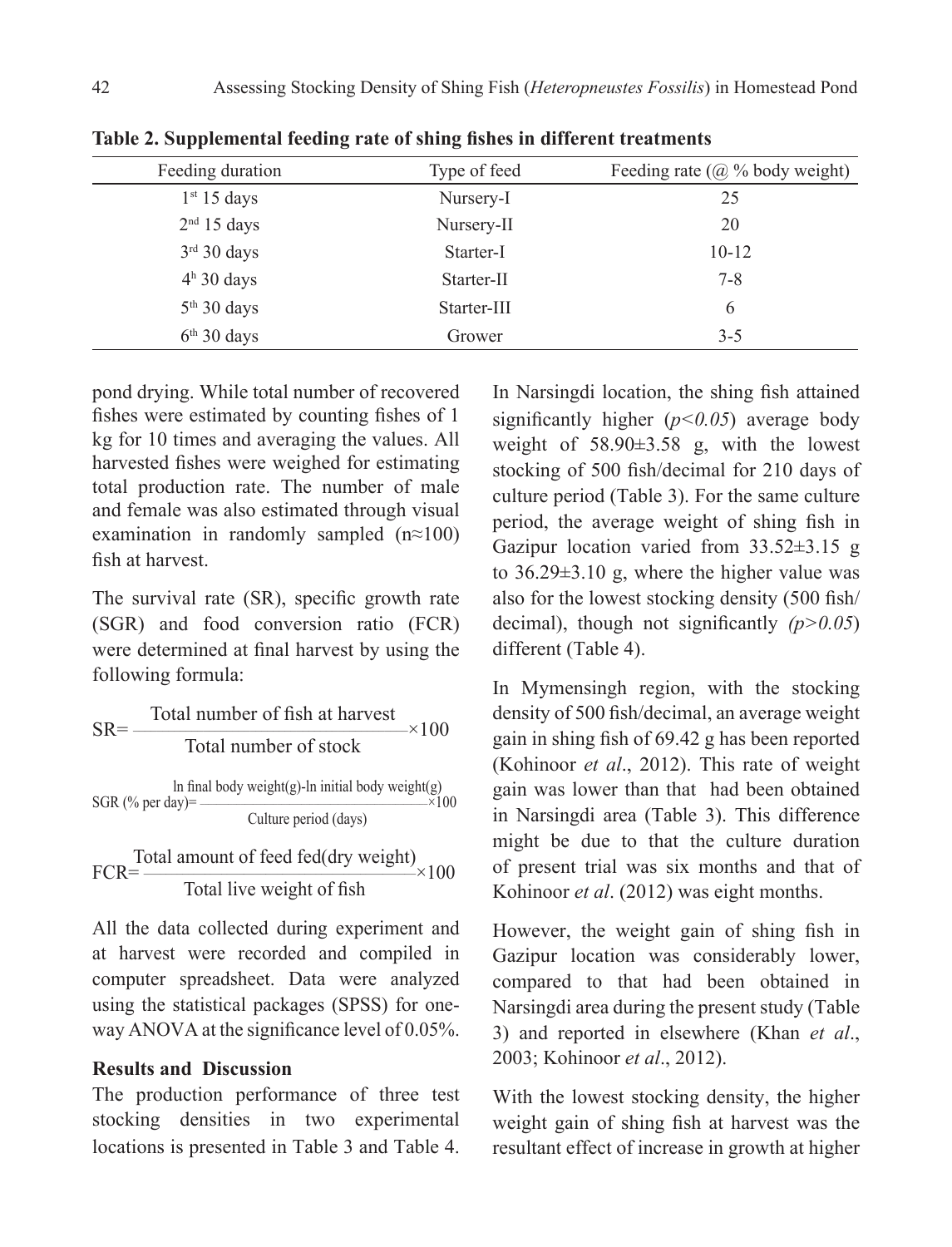**Table 2. Supplemental feeding rate of shing fishes in different treatments**

| Feeding duration | Type of feed | Feeding rate (@ % body weight) |
|---|---|---|
| 1st 15 days | Nursery-I | 25 |
| 2nd 15 days | Nursery-II | 20 |
| 3rd 30 days | Starter-I | 10-12 |
| 4h 30 days | Starter-II | 7-8 |
| 5th 30 days | Starter-III | 6 |
| 6th 30 days | Grower | 3-5 |

pond drying. While total number of recovered fishes were estimated by counting fishes of 1 kg for 10 times and averaging the values. All harvested fishes were weighed for estimating total production rate. The number of male and female was also estimated through visual examination in randomly sampled (n≈100) fish at harvest.

The survival rate (SR), specific growth rate (SGR) and food conversion ratio (FCR) were determined at final harvest by using the following formula:

$$SR = \frac{\text{Total number of fish at harvest}}{\text{Total number of stock}} \times 100$$

$$SGR\ (\%\ \text{per day}) = \frac{\ln \text{final body weight(g)} - \ln \text{initial body weight(g)}}{\text{Culture period (days)}} \times 100$$

$$FCR = \frac{\text{Total amount of feed fed(dry weight)}}{\text{Total live weight of fish}} \times 100$$

All the data collected during experiment and at harvest were recorded and compiled in computer spreadsheet. Data were analyzed using the statistical packages (SPSS) for one-way ANOVA at the significance level of 0.05%.

**Results and Discussion**

The production performance of three test stocking densities in two experimental locations is presented in Table 3 and Table 4.

In Narsingdi location, the shing fish attained significantly higher (*$p<0.05$*) average body weight of 58.90±3.58 g, with the lowest stocking of 500 fish/decimal for 210 days of culture period (Table 3). For the same culture period, the average weight of shing fish in Gazipur location varied from 33.52±3.15 g to 36.29±3.10 g, where the higher value was also for the lowest stocking density (500 fish/decimal), though not significantly *($p>0.05$)* different (Table 4).

In Mymensingh region, with the stocking density of 500 fish/decimal, an average weight gain in shing fish of 69.42 g has been reported (Kohinoor *et al*., 2012). This rate of weight gain was lower than that had been obtained in Narsingdi area (Table 3). This difference might be due to that the culture duration of present trial was six months and that of Kohinoor *et al*. (2012) was eight months.

However, the weight gain of shing fish in Gazipur location was considerably lower, compared to that had been obtained in Narsingdi area during the present study (Table 3) and reported in elsewhere (Khan *et al*., 2003; Kohinoor *et al*., 2012).

With the lowest stocking density, the higher weight gain of shing fish at harvest was the resultant effect of increase in growth at higher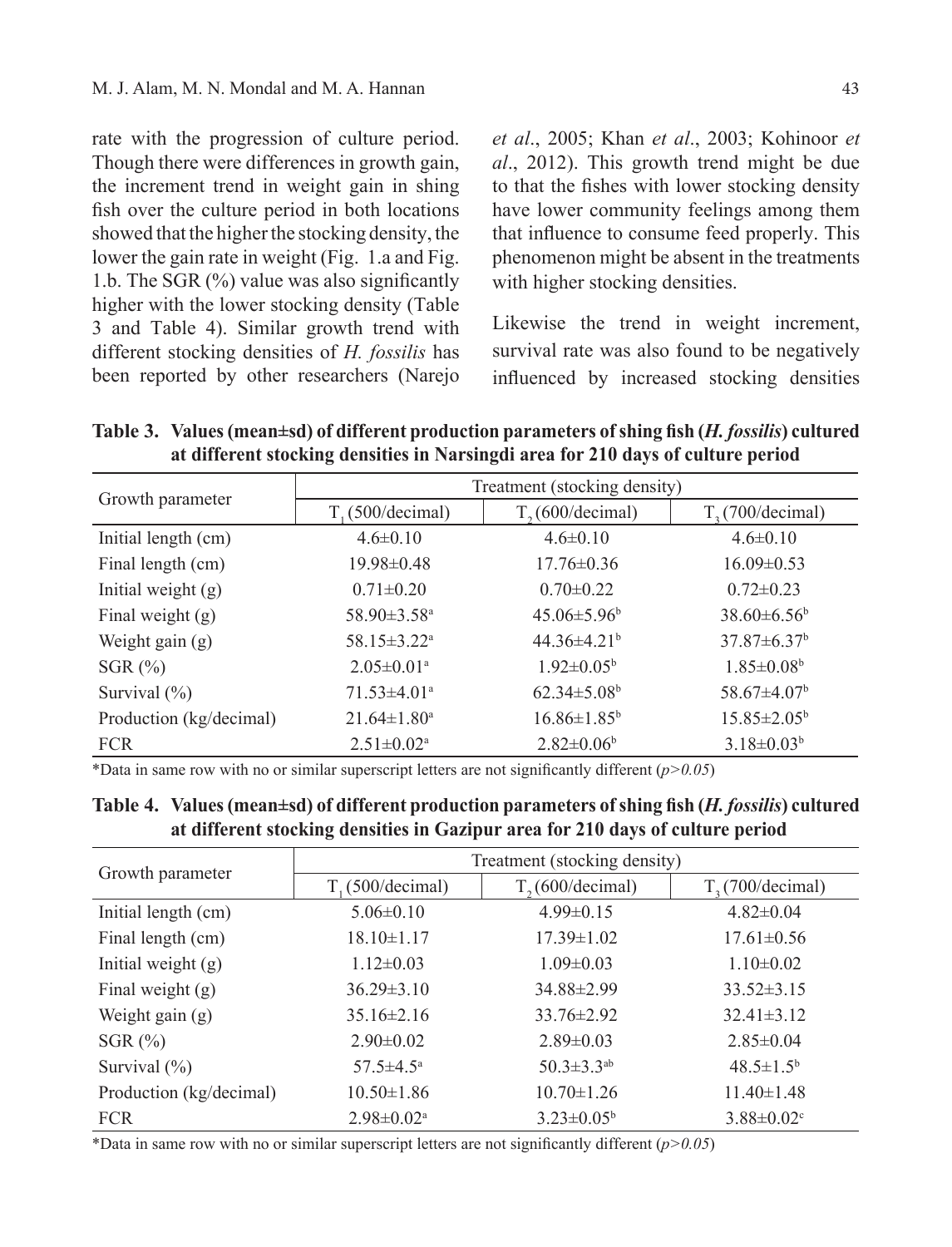rate with the progression of culture period. Though there were differences in growth gain, the increment trend in weight gain in shing fish over the culture period in both locations showed that the higher the stocking density, the lower the gain rate in weight (Fig. 1.a and Fig. 1.b. The SGR (%) value was also significantly higher with the lower stocking density (Table 3 and Table 4). Similar growth trend with different stocking densities of *H. fossilis* has been reported by other researchers (Narejo *et al*., 2005; Khan *et al*., 2003; Kohinoor *et al*., 2012). This growth trend might be due to that the fishes with lower stocking density have lower community feelings among them that influence to consume feed properly. This phenomenon might be absent in the treatments with higher stocking densities.

Likewise the trend in weight increment, survival rate was also found to be negatively influenced by increased stocking densities

**Table 3. Values (mean±sd) of different production parameters of shing fish (*H. fossilis*) cultured at different stocking densities in Narsingdi area for 210 days of culture period**

| Growth parameter | Treatment (stocking density) | | |
|---|---|---|---|
| | $T_1$ (500/decimal) | $T_2$ (600/decimal) | $T_3$ (700/decimal) |
| Initial length (cm) | 4.6±0.10 | 4.6±0.10 | 4.6±0.10 |
| Final length (cm) | 19.98±0.48 | 17.76±0.36 | 16.09±0.53 |
| Initial weight (g) | 0.71±0.20 | 0.70±0.22 | 0.72±0.23 |
| Final weight (g) | 58.90±3.58[a] | 45.06±5.96[b] | 38.60±6.56[b] |
| Weight gain (g) | 58.15±3.22[a] | 44.36±4.21[b] | 37.87±6.37[b] |
| SGR (%) | 2.05±0.01[a] | 1.92±0.05[b] | 1.85±0.08[b] |
| Survival (%) | 71.53±4.01[a] | 62.34±5.08[b] | 58.67±4.07[b] |
| Production (kg/decimal) | 21.64±1.80[a] | 16.86±1.85[b] | 15.85±2.05[b] |
| FCR | 2.51±0.02[a] | 2.82±0.06[b] | 3.18±0.03[b] |

*Data in same row with no or similar superscript letters are not significantly different ($p>0.05$)

**Table 4. Values (mean±sd) of different production parameters of shing fish (*H. fossilis*) cultured at different stocking densities in Gazipur area for 210 days of culture period**

| Growth parameter | Treatment (stocking density) | | |
|---|---|---|---|
| | $T_1$ (500/decimal) | $T_2$ (600/decimal) | $T_3$ (700/decimal) |
| Initial length (cm) | 5.06±0.10 | 4.99±0.15 | 4.82±0.04 |
| Final length (cm) | 18.10±1.17 | 17.39±1.02 | 17.61±0.56 |
| Initial weight (g) | 1.12±0.03 | 1.09±0.03 | 1.10±0.02 |
| Final weight (g) | 36.29±3.10 | 34.88±2.99 | 33.52±3.15 |
| Weight gain (g) | 35.16±2.16 | 33.76±2.92 | 32.41±3.12 |
| SGR (%) | 2.90±0.02 | 2.89±0.03 | 2.85±0.04 |
| Survival (%) | 57.5±4.5[a] | 50.3±3.3[ab] | 48.5±1.5[b] |
| Production (kg/decimal) | 10.50±1.86 | 10.70±1.26 | 11.40±1.48 |
| FCR | 2.98±0.02[a] | 3.23±0.05[b] | 3.88±0.02[c] |

*Data in same row with no or similar superscript letters are not significantly different ($p>0.05$)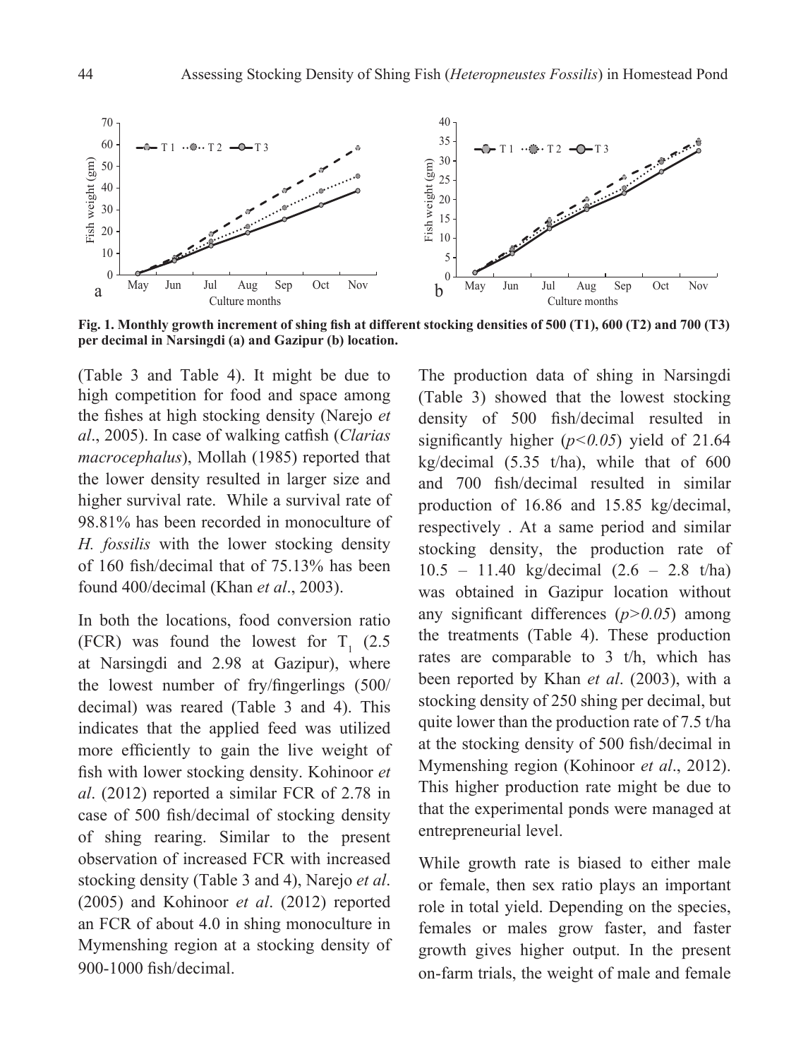Fig. 1. Monthly growth increment of shing fish at different stocking densities of 500 (T1), 600 (T2) and 700 (T3) per decimal in Narsingdi (a) and Gazipur (b) location.

(Table 3 and Table 4). It might be due to high competition for food and space among the fishes at high stocking density (Narejo *et al*., 2005). In case of walking catfish (*Clarias macrocephalus*), Mollah (1985) reported that the lower density resulted in larger size and higher survival rate. While a survival rate of 98.81% has been recorded in monoculture of *H. fossilis* with the lower stocking density of 160 fish/decimal that of 75.13% has been found 400/decimal (Khan *et al*., 2003).

In both the locations, food conversion ratio (FCR) was found the lowest for $T_1$ (2.5 at Narsingdi and 2.98 at Gazipur), where the lowest number of fry/fingerlings (500/decimal) was reared (Table 3 and 4). This indicates that the applied feed was utilized more efficiently to gain the live weight of fish with lower stocking density. Kohinoor *et al*. (2012) reported a similar FCR of 2.78 in case of 500 fish/decimal of stocking density of shing rearing. Similar to the present observation of increased FCR with increased stocking density (Table 3 and 4), Narejo *et al*. (2005) and Kohinoor *et al*. (2012) reported an FCR of about 4.0 in shing monoculture in Mymenshing region at a stocking density of 900-1000 fish/decimal.

The production data of shing in Narsingdi (Table 3) showed that the lowest stocking density of 500 fish/decimal resulted in significantly higher ($p<0.05$) yield of 21.64 kg/decimal (5.35 t/ha), while that of 600 and 700 fish/decimal resulted in similar production of 16.86 and 15.85 kg/decimal, respectively . At a same period and similar stocking density, the production rate of 10.5 – 11.40 kg/decimal (2.6 – 2.8 t/ha) was obtained in Gazipur location without any significant differences ($p>0.05$) among the treatments (Table 4). These production rates are comparable to 3 t/h, which has been reported by Khan *et al*. (2003), with a stocking density of 250 shing per decimal, but quite lower than the production rate of 7.5 t/ha at the stocking density of 500 fish/decimal in Mymenshing region (Kohinoor *et al*., 2012). This higher production rate might be due to that the experimental ponds were managed at entrepreneurial level.

While growth rate is biased to either male or female, then sex ratio plays an important role in total yield. Depending on the species, females or males grow faster, and faster growth gives higher output. In the present on-farm trials, the weight of male and female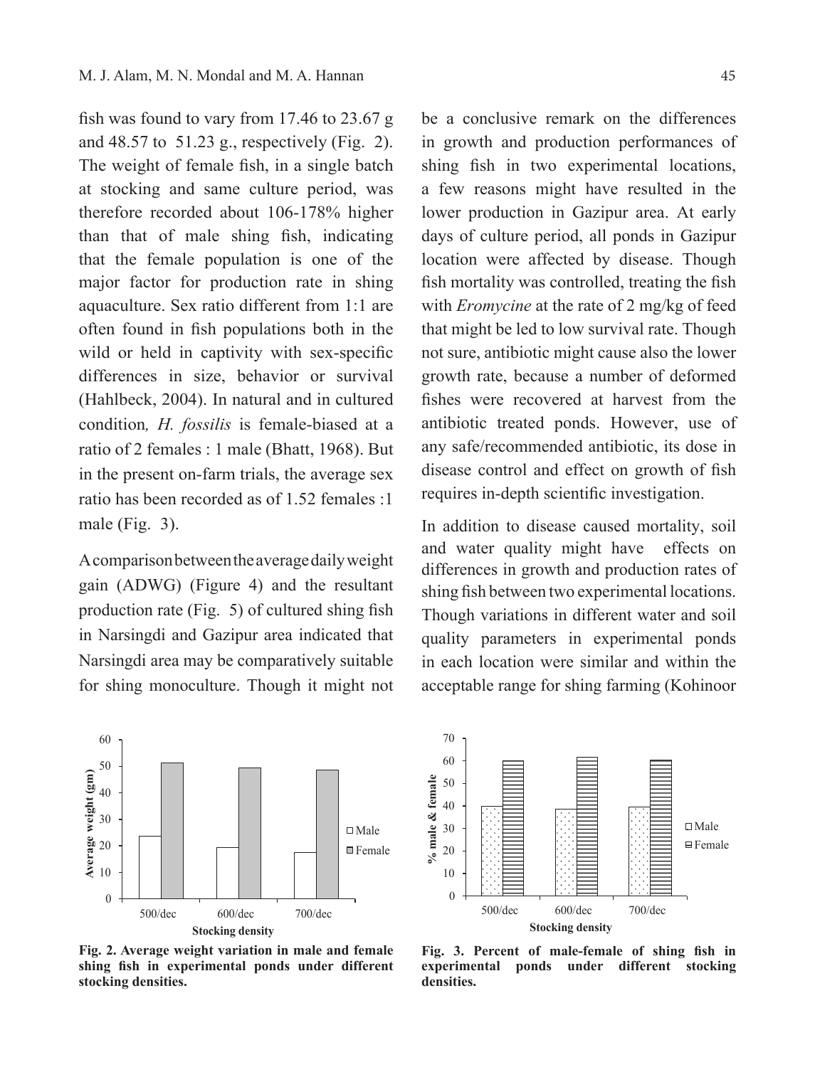fish was found to vary from 17.46 to 23.67 g and 48.57 to 51.23 g., respectively (Fig. 2). The weight of female fish, in a single batch at stocking and same culture period, was therefore recorded about 106-178% higher than that of male shing fish, indicating that the female population is one of the major factor for production rate in shing aquaculture. Sex ratio different from 1:1 are often found in fish populations both in the wild or held in captivity with sex-specific differences in size, behavior or survival (Hahlbeck, 2004). In natural and in cultured condition*, H. fossilis* is female-biased at a ratio of 2 females : 1 male (Bhatt, 1968). But in the present on-farm trials, the average sex ratio has been recorded as of 1.52 females :1 male (Fig. 3).

A comparison between the average daily weight gain (ADWG) (Figure 4) and the resultant production rate (Fig. 5) of cultured shing fish in Narsingdi and Gazipur area indicated that Narsingdi area may be comparatively suitable for shing monoculture. Though it might not be a conclusive remark on the differences in growth and production performances of shing fish in two experimental locations, a few reasons might have resulted in the lower production in Gazipur area. At early days of culture period, all ponds in Gazipur location were affected by disease. Though fish mortality was controlled, treating the fish with *Eromycine* at the rate of 2 mg/kg of feed that might be led to low survival rate. Though not sure, antibiotic might cause also the lower growth rate, because a number of deformed fishes were recovered at harvest from the antibiotic treated ponds. However, use of any safe/recommended antibiotic, its dose in disease control and effect on growth of fish requires in-depth scientific investigation.

In addition to disease caused mortality, soil and water quality might have effects on differences in growth and production rates of shing fish between two experimental locations. Though variations in different water and soil quality parameters in experimental ponds in each location were similar and within the acceptable range for shing farming (Kohinoor

**Fig. 2. Average weight variation in male and female shing fish in experimental ponds under different stocking densities.**

**Fig. 3. Percent of male-female of shing fish in experimental ponds under different stocking densities.**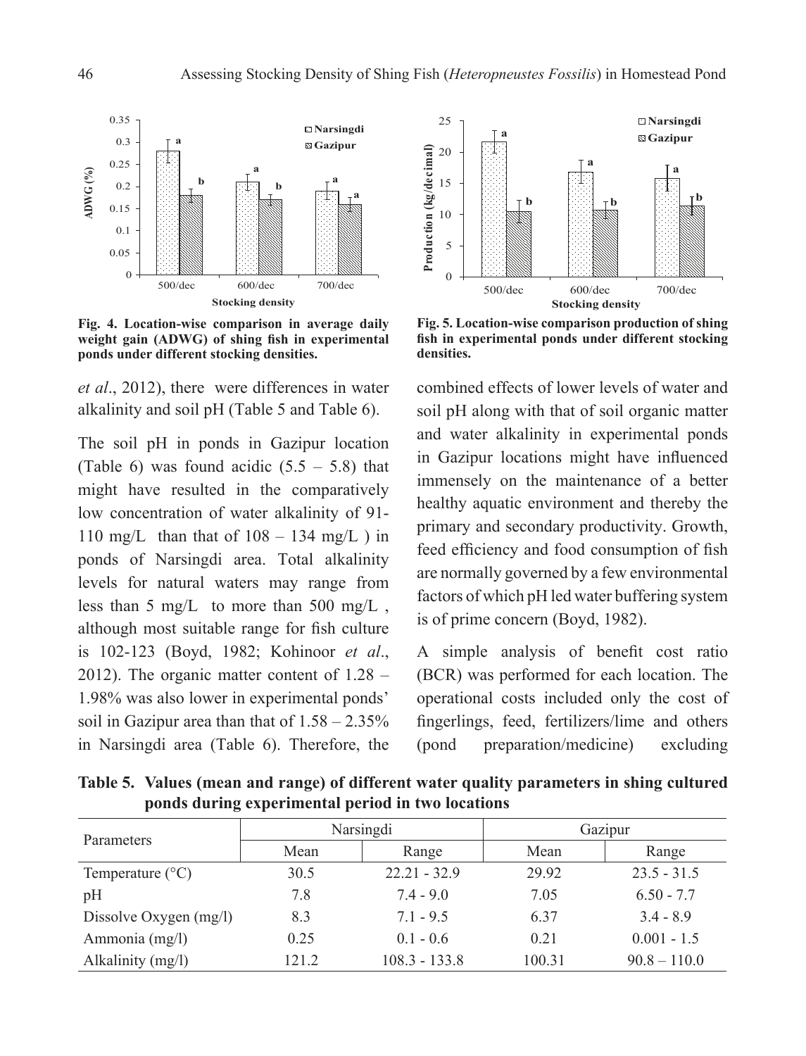Fig. 4. Location-wise comparison in average daily weight gain (ADWG) of shing fish in experimental ponds under different stocking densities.

Fig. 5. Location-wise comparison production of shing fish in experimental ponds under different stocking densities.

*et al*., 2012), there were differences in water alkalinity and soil pH (Table 5 and Table 6).

The soil pH in ponds in Gazipur location (Table 6) was found acidic (5.5 – 5.8) that might have resulted in the comparatively low concentration of water alkalinity of 91-110 mg/L than that of 108 – 134 mg/L ) in ponds of Narsingdi area. Total alkalinity levels for natural waters may range from less than 5 mg/L to more than 500 mg/L , although most suitable range for fish culture is 102-123 (Boyd, 1982; Kohinoor *et al*., 2012). The organic matter content of 1.28 – 1.98% was also lower in experimental ponds' soil in Gazipur area than that of 1.58 – 2.35% in Narsingdi area (Table 6). Therefore, the combined effects of lower levels of water and soil pH along with that of soil organic matter and water alkalinity in experimental ponds in Gazipur locations might have influenced immensely on the maintenance of a better healthy aquatic environment and thereby the primary and secondary productivity. Growth, feed efficiency and food consumption of fish are normally governed by a few environmental factors of which pH led water buffering system is of prime concern (Boyd, 1982).

A simple analysis of benefit cost ratio (BCR) was performed for each location. The operational costs included only the cost of fingerlings, feed, fertilizers/lime and others (pond preparation/medicine) excluding

**Table 5. Values (mean and range) of different water quality parameters in shing cultured ponds during experimental period in two locations**

| Parameters | Narsingdi | | Gazipur | |
|---|---|---|---|---|
| | Mean | Range | Mean | Range |
| Temperature (°C) | 30.5 | 22.21 - 32.9 | 29.92 | 23.5 - 31.5 |
| pH | 7.8 | 7.4 - 9.0 | 7.05 | 6.50 - 7.7 |
| Dissolve Oxygen (mg/l) | 8.3 | 7.1 - 9.5 | 6.37 | 3.4 - 8.9 |
| Ammonia (mg/l) | 0.25 | 0.1 - 0.6 | 0.21 | 0.001 - 1.5 |
| Alkalinity (mg/l) | 121.2 | 108.3 - 133.8 | 100.31 | 90.8 – 110.0 |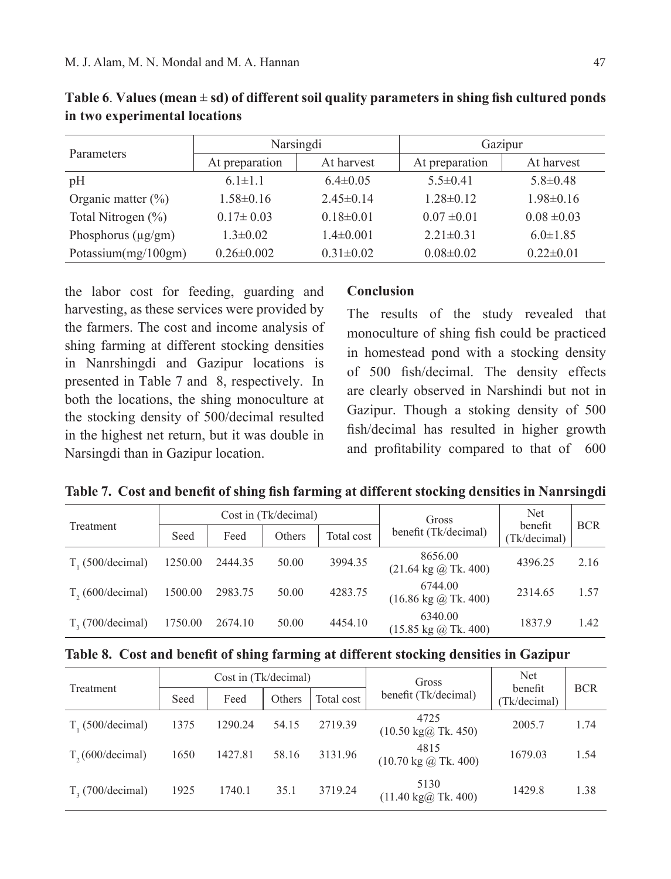**Table 6. Values (mean ± sd) of different soil quality parameters in shing fish cultured ponds in two experimental locations**

| Parameters | Narsingdi | | Gazipur | |
|---|---|---|---|---|
| | At preparation | At harvest | At preparation | At harvest |
| pH | 6.1±1.1 | 6.4±0.05 | 5.5±0.41 | 5.8±0.48 |
| Organic matter (%) | 1.58±0.16 | 2.45±0.14 | 1.28±0.12 | 1.98±0.16 |
| Total Nitrogen (%) | 0.17± 0.03 | 0.18±0.01 | 0.07 ±0.01 | 0.08 ±0.03 |
| Phosphorus (µg/gm) | 1.3±0.02 | 1.4±0.001 | 2.21±0.31 | 6.0±1.85 |
| Potassium(mg/100gm) | 0.26±0.002 | 0.31±0.02 | 0.08±0.02 | 0.22±0.01 |

the labor cost for feeding, guarding and harvesting, as these services were provided by the farmers. The cost and income analysis of shing farming at different stocking densities in Nanrshingdi and Gazipur locations is presented in Table 7 and 8, respectively. In both the locations, the shing monoculture at the stocking density of 500/decimal resulted in the highest net return, but it was double in Narsingdi than in Gazipur location.

## Conclusion

The results of the study revealed that monoculture of shing fish could be practiced in homestead pond with a stocking density of 500 fish/decimal. The density effects are clearly observed in Narshindi but not in Gazipur. Though a stoking density of 500 fish/decimal has resulted in higher growth and profitability compared to that of 600

**Table 7. Cost and benefit of shing fish farming at different stocking densities in Nanrsingdi**

| Treatment | Cost in (Tk/decimal) | | | | Gross benefit (Tk/decimal) | Net benefit (Tk/decimal) | BCR |
|---|---|---|---|---|---|---|---|
| | Seed | Feed | Others | Total cost | | | |
| $T_1$ (500/decimal) | 1250.00 | 2444.35 | 50.00 | 3994.35 | 8656.00 (21.64 kg @ Tk. 400) | 4396.25 | 2.16 |
| $T_2$ (600/decimal) | 1500.00 | 2983.75 | 50.00 | 4283.75 | 6744.00 (16.86 kg @ Tk. 400) | 2314.65 | 1.57 |
| $T_3$ (700/decimal) | 1750.00 | 2674.10 | 50.00 | 4454.10 | 6340.00 (15.85 kg @ Tk. 400) | 1837.9 | 1.42 |

**Table 8. Cost and benefit of shing farming at different stocking densities in Gazipur**

| Treatment | Cost in (Tk/decimal) | | | | Gross benefit (Tk/decimal) | Net benefit (Tk/decimal) | BCR |
|---|---|---|---|---|---|---|---|
| | Seed | Feed | Others | Total cost | | | |
| $T_1$ (500/decimal) | 1375 | 1290.24 | 54.15 | 2719.39 | 4725 (10.50 kg@ Tk. 450) | 2005.7 | 1.74 |
| $T_2$ (600/decimal) | 1650 | 1427.81 | 58.16 | 3131.96 | 4815 (10.70 kg @ Tk. 400) | 1679.03 | 1.54 |
| $T_3$ (700/decimal) | 1925 | 1740.1 | 35.1 | 3719.24 | 5130 (11.40 kg@ Tk. 400) | 1429.8 | 1.38 |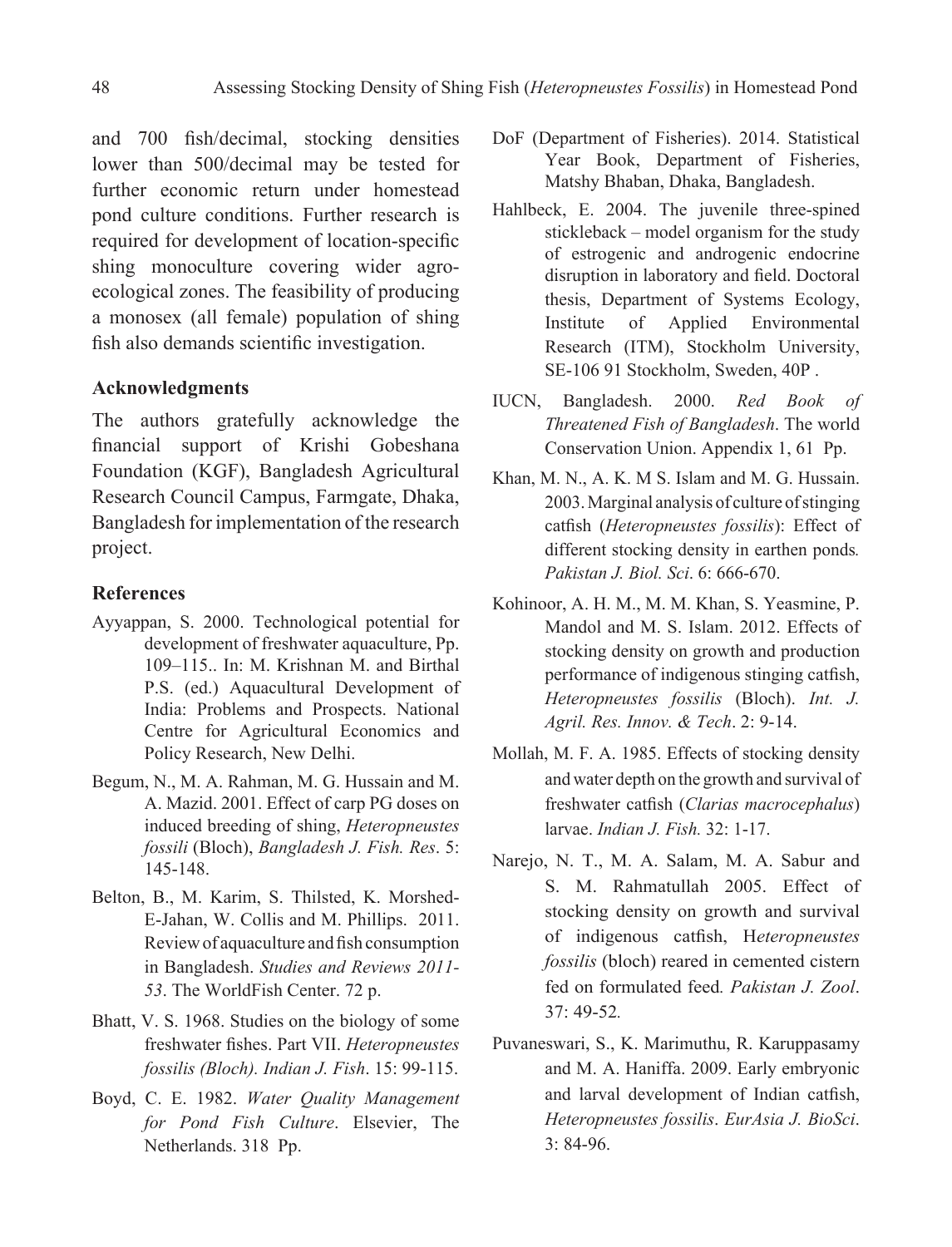and 700 fish/decimal, stocking densities lower than 500/decimal may be tested for further economic return under homestead pond culture conditions. Further research is required for development of location-specific shing monoculture covering wider agro-ecological zones. The feasibility of producing a monosex (all female) population of shing fish also demands scientific investigation.

### Acknowledgments

The authors gratefully acknowledge the financial support of Krishi Gobeshana Foundation (KGF), Bangladesh Agricultural Research Council Campus, Farmgate, Dhaka, Bangladesh for implementation of the research project.

### References

Ayyappan, S. 2000. Technological potential for development of freshwater aquaculture, Pp. 109–115.. In: M. Krishnan M. and Birthal P.S. (ed.) Aquacultural Development of India: Problems and Prospects. National Centre for Agricultural Economics and Policy Research, New Delhi.

Begum, N., M. A. Rahman, M. G. Hussain and M. A. Mazid. 2001. Effect of carp PG doses on induced breeding of shing, *Heteropneustes fossili* (Bloch), *Bangladesh J. Fish. Res*. 5: 145-148.

Belton, B., M. Karim, S. Thilsted, K. Morshed-E-Jahan, W. Collis and M. Phillips. 2011. Review of aquaculture and fish consumption in Bangladesh. *Studies and Reviews 2011-53*. The WorldFish Center. 72 p.

Bhatt, V. S. 1968. Studies on the biology of some freshwater fishes. Part VII. *Heteropneustes fossilis (Bloch). Indian J. Fish*. 15: 99-115.

Boyd, C. E. 1982. *Water Quality Management for Pond Fish Culture*. Elsevier, The Netherlands. 318 Pp.

DoF (Department of Fisheries). 2014. Statistical Year Book, Department of Fisheries, Matshy Bhaban, Dhaka, Bangladesh.

Hahlbeck, E. 2004. The juvenile three-spined stickleback – model organism for the study of estrogenic and androgenic endocrine disruption in laboratory and field. Doctoral thesis, Department of Systems Ecology, Institute of Applied Environmental Research (ITM), Stockholm University, SE-106 91 Stockholm, Sweden, 40P .

IUCN, Bangladesh. 2000. *Red Book of Threatened Fish of Bangladesh*. The world Conservation Union. Appendix 1, 61 Pp.

Khan, M. N., A. K. M S. Islam and M. G. Hussain. 2003. Marginal analysis of culture of stinging catfish (*Heteropneustes fossilis*): Effect of different stocking density in earthen ponds*. Pakistan J. Biol. Sci*. 6: 666-670.

Kohinoor, A. H. M., M. M. Khan, S. Yeasmine, P. Mandol and M. S. Islam. 2012. Effects of stocking density on growth and production performance of indigenous stinging catfish, *Heteropneustes fossilis* (Bloch). *Int. J. Agril. Res. Innov. & Tech*. 2: 9-14.

Mollah, M. F. A. 1985. Effects of stocking density and water depth on the growth and survival of freshwater catfish (*Clarias macrocephalus*) larvae. *Indian J. Fish.* 32: 1-17.

Narejo, N. T., M. A. Salam, M. A. Sabur and S. M. Rahmatullah 2005. Effect of stocking density on growth and survival of indigenous catfish, H*eteropneustes fossilis* (bloch) reared in cemented cistern fed on formulated feed*. Pakistan J. Zool*. 37: 49-52.

Puvaneswari, S., K. Marimuthu, R. Karuppasamy and M. A. Haniffa. 2009. Early embryonic and larval development of Indian catfish, *Heteropneustes fossilis*. *EurAsia J. BioSci*. 3: 84-96.